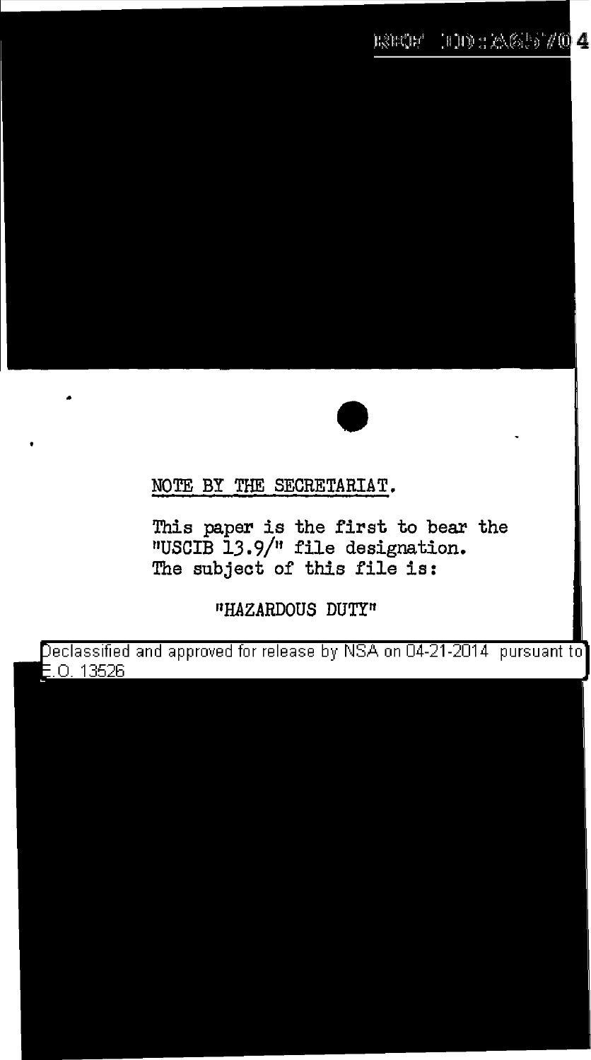NOTE BY THE SECRETARIAT.

This paper is the first to bear the "USCIB 13.9/" file designation. The subject of this file is:

"HAZARDOUS DUTY"

Declassified and approved for release by NSA on 04-21-2014 pursuant to E.O. 13526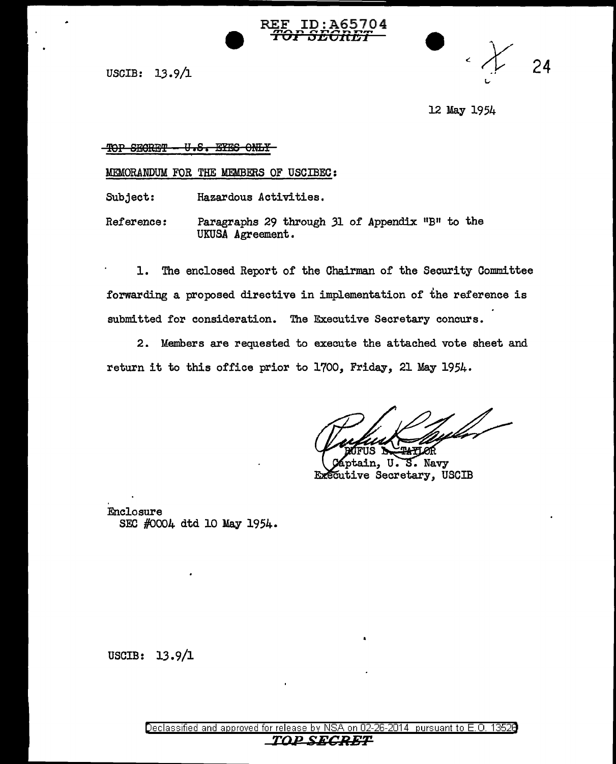REF ID:A65704
TOP SECRET

USCIB: 13.9/1

12 May 1954

~~TOP SECRET - U.S. EYES ONLY~~

MEMORANDUM FOR THE MEMBERS OF USCIBEC:

Subject: Hazardous Activities.

Reference: Paragraphs 29 through 31 of Appendix "B" to the UKUSA Agreement.

1. The enclosed Report of the Chairman of the Security Committee forwarding a proposed directive in implementation of the reference is submitted for consideration. The Executive Secretary concurs.

2. Members are requested to execute the attached vote sheet and return it to this office prior to 1700, Friday, 21 May 1954.

RUFUS L. TAYLOR
Captain, U. S. Navy
Executive Secretary, USCIB

Enclosure
SEC #0004 dtd 10 May 1954.

USCIB: 13.9/1

TOP SECRET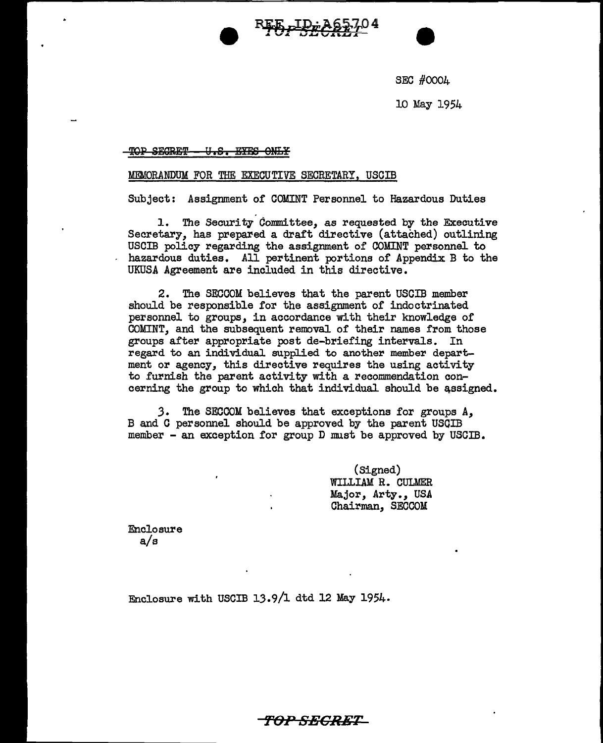SEC #0004

10 May 1954

~~TOP SECRET - U.S. EYES ONLY~~

MEMORANDUM FOR THE EXECUTIVE SECRETARY, USCIB

Subject: Assignment of COMINT Personnel to Hazardous Duties

1. The Security Committee, as requested by the Executive Secretary, has prepared a draft directive (attached) outlining USCIB policy regarding the assignment of COMINT personnel to hazardous duties. All pertinent portions of Appendix B to the UKUSA Agreement are included in this directive.

2. The SECCOM believes that the parent USCIB member should be responsible for the assignment of indoctrinated personnel to groups, in accordance with their knowledge of COMINT, and the subsequent removal of their names from those groups after appropriate post de-briefing intervals. In regard to an individual supplied to another member department or agency, this directive requires the using activity to furnish the parent activity with a recommendation concerning the group to which that individual should be assigned.

3. The SECCOM believes that exceptions for groups A, B and C personnel should be approved by the parent USCIB member - an exception for group D must be approved by USCIB.

(Signed)
WILLIAM R. CULMER
Major, Arty., USA
Chairman, SECCOM

Enclosure
a/s

Enclosure with USCIB 13.9/1 dtd 12 May 1954.

**TOP SECRET**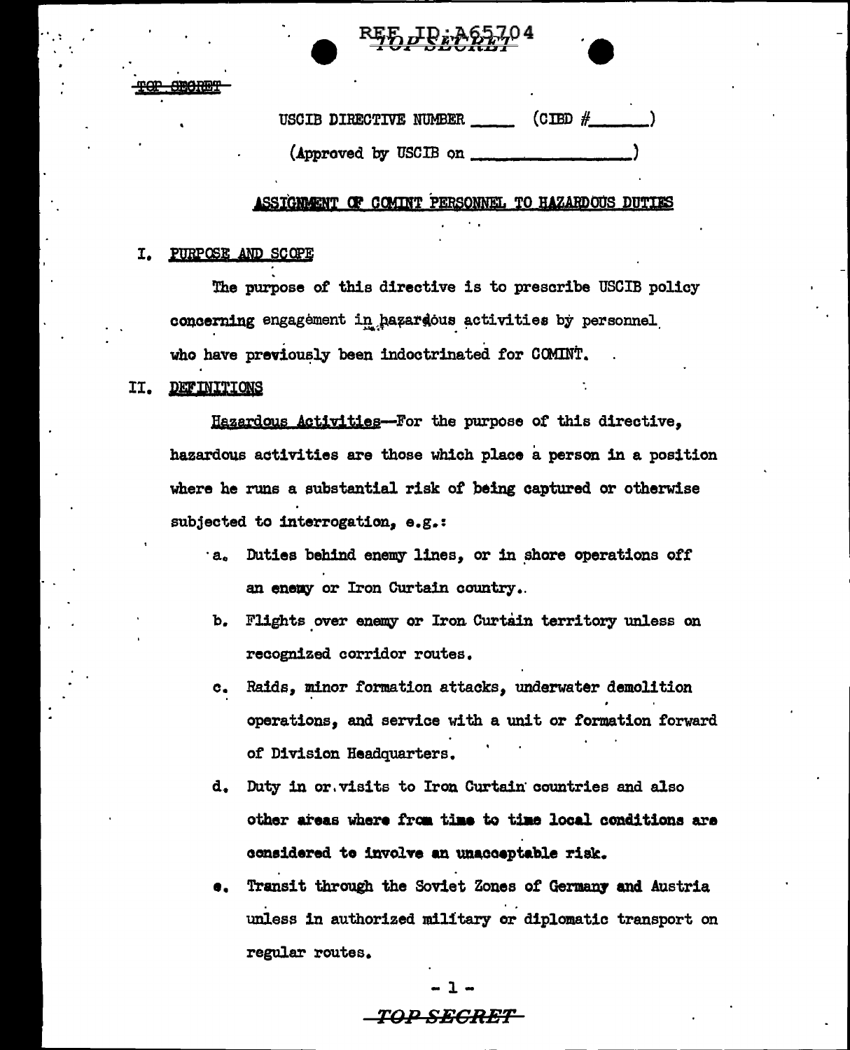USCIB DIRECTIVE NUMBER _____ (CIBD #_______)

(Approved by USCIB on ________________)

## ASSIGNMENT OF COMINT PERSONNEL TO HAZARDOUS DUTIES

### I. PURPOSE AND SCOPE

The purpose of this directive is to prescribe USCIB policy concerning engagement in hazardous activities by personnel who have previously been indoctrinated for COMINT.

### II. DEFINITIONS

Hazardous Activities—For the purpose of this directive, hazardous activities are those which place a person in a position where he runs a substantial risk of being captured or otherwise subjected to interrogation, e.g.:

a. Duties behind enemy lines, or in shore operations off an enemy or Iron Curtain country.

b. Flights over enemy or Iron Curtain territory unless on recognized corridor routes.

c. Raids, minor formation attacks, underwater demolition operations, and service with a unit or formation forward of Division Headquarters.

d. Duty in or visits to Iron Curtain countries and also other areas where from time to time local conditions are considered to involve an unacceptable risk.

e. Transit through the Soviet Zones of Germany and Austria unless in authorized military or diplomatic transport on regular routes.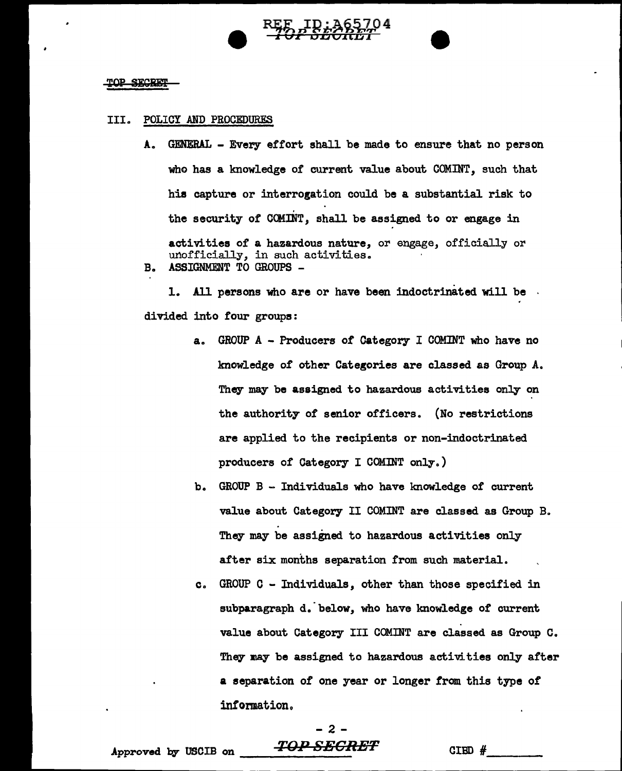TOP SECRET

## III. POLICY AND PROCEDURES

A. GENERAL - Every effort shall be made to ensure that no person who has a knowledge of current value about COMINT, such that his capture or interrogation could be a substantial risk to the security of COMINT, shall be assigned to or engage in activities of a hazardous nature, or engage, officially or unofficially, in such activities.

B. ASSIGNMENT TO GROUPS -

1. All persons who are or have been indoctrinated will be divided into four groups:

   a. GROUP A - Producers of Category I COMINT who have no knowledge of other Categories are classed as Group A. They may be assigned to hazardous activities only on the authority of senior officers. (No restrictions are applied to the recipients or non-indoctrinated producers of Category I COMINT only.)

   b. GROUP B - Individuals who have knowledge of current value about Category II COMINT are classed as Group B. They may be assigned to hazardous activities only after six months separation from such material.

   c. GROUP C - Individuals, other than those specified in subparagraph d. below, who have knowledge of current value about Category III COMINT are classed as Group C. They may be assigned to hazardous activities only after a separation of one year or longer from this type of information.

Approved by USCIB on ________ TOP SECRET CIBD #________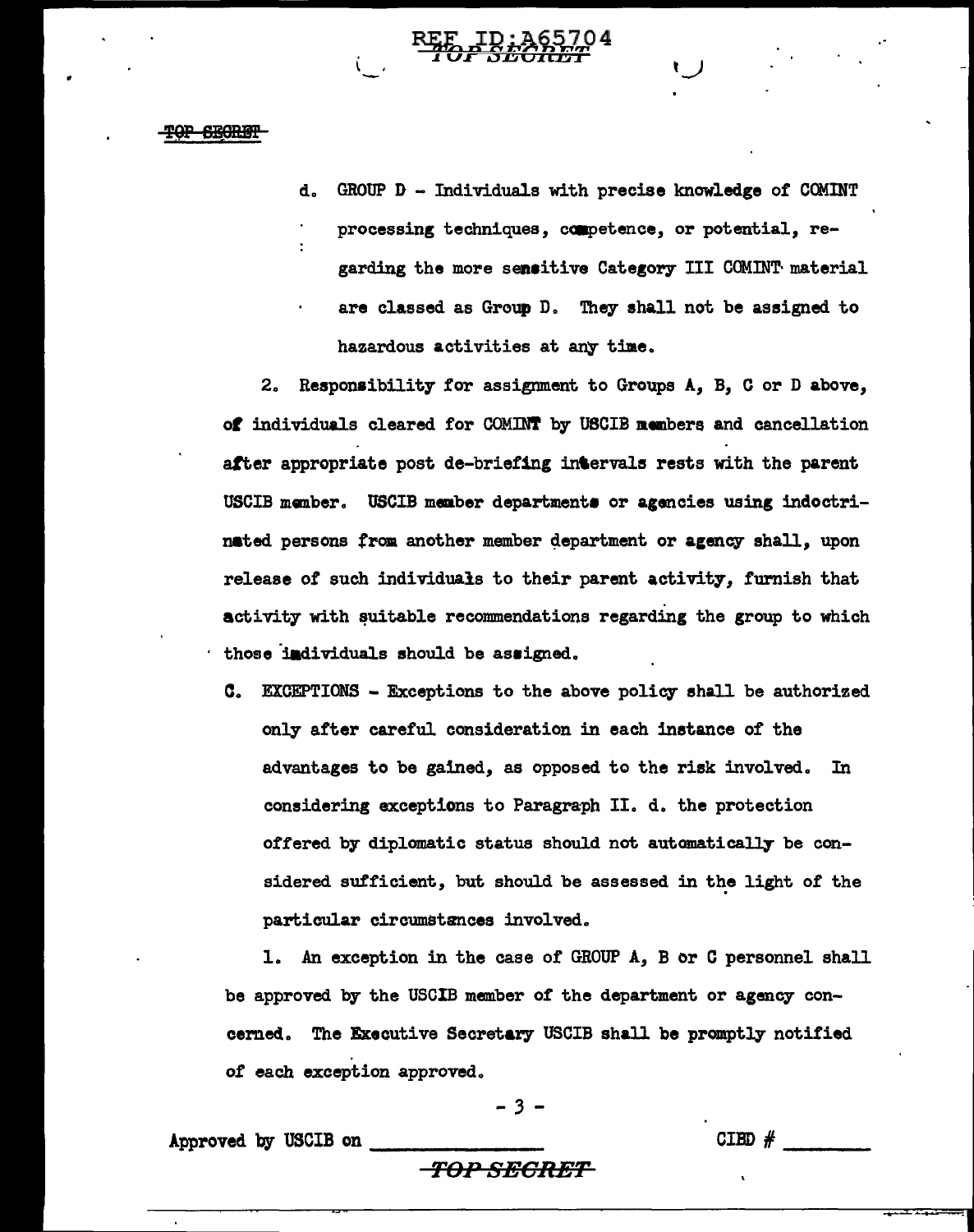d. GROUP D - Individuals with precise knowledge of COMINT processing techniques, competence, or potential, regarding the more sensitive Category III COMINT material are classed as Group D. They shall not be assigned to hazardous activities at any time.

2. Responsibility for assignment to Groups A, B, C or D above, of individuals cleared for COMINT by USCIB members and cancellation after appropriate post de-briefing intervals rests with the parent USCIB member. USCIB member departments or agencies using indoctrinated persons from another member department or agency shall, upon release of such individuals to their parent activity, furnish that activity with suitable recommendations regarding the group to which those individuals should be assigned.

C. EXCEPTIONS - Exceptions to the above policy shall be authorized only after careful consideration in each instance of the advantages to be gained, as opposed to the risk involved. In considering exceptions to Paragraph II. d. the protection offered by diplomatic status should not automatically be considered sufficient, but should be assessed in the light of the particular circumstances involved.

1. An exception in the case of GROUP A, B or C personnel shall be approved by the USCIB member of the department or agency concerned. The Executive Secretary USCIB shall be promptly notified of each exception approved.

Approved by USCIB on \_\_\_\_\_\_\_\_\_\_\_\_\_\_ CIBD # \_\_\_\_\_\_\_\_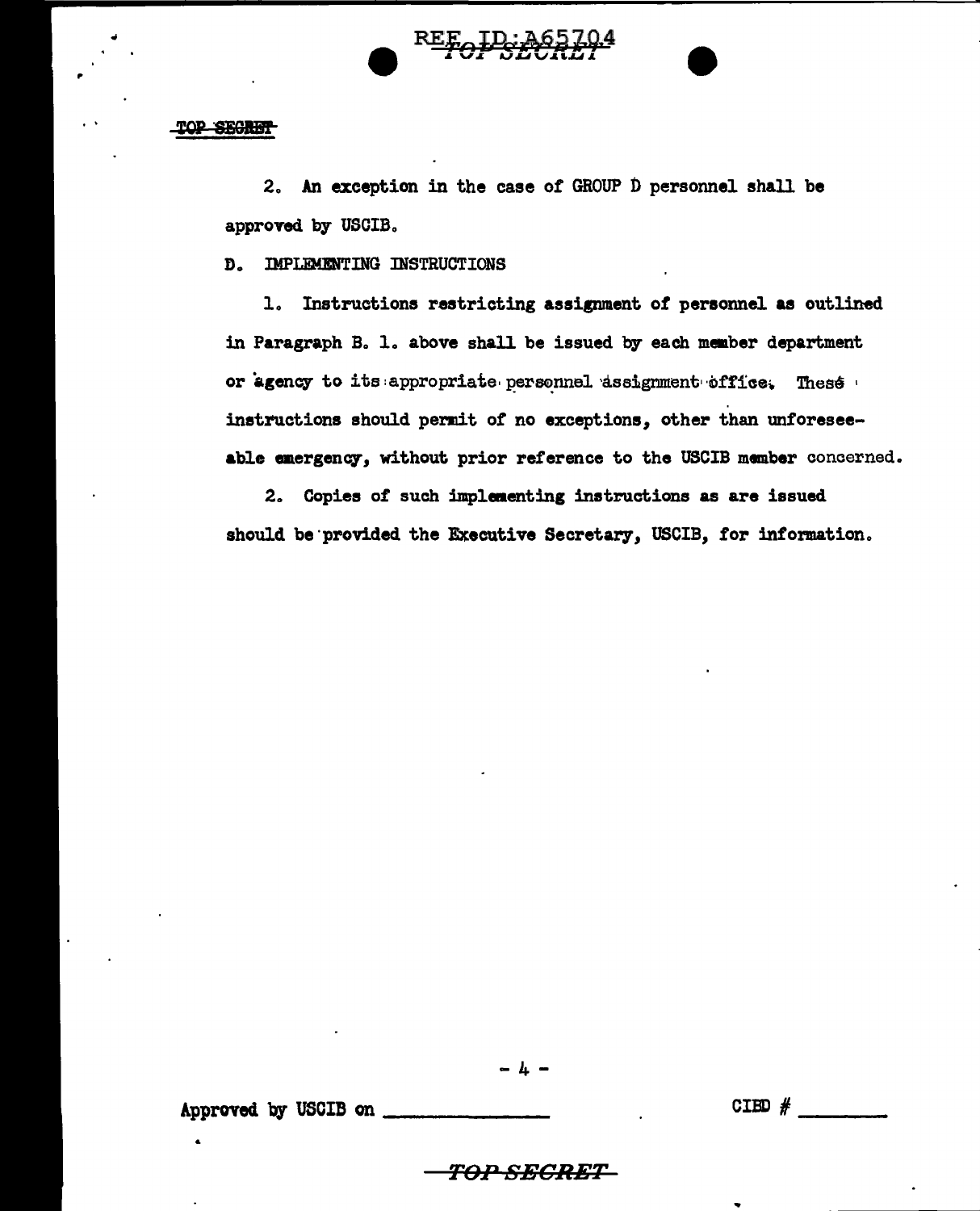2. An exception in the case of GROUP D personnel shall be approved by USCIB.

D. IMPLEMENTING INSTRUCTIONS

1. Instructions restricting assignment of personnel as outlined in Paragraph B. 1. above shall be issued by each member department or agency to its appropriate personnel assignment office. These instructions should permit of no exceptions, other than unforeseeable emergency, without prior reference to the USCIB member concerned.

2. Copies of such implementing instructions as are issued should be provided the Executive Secretary, USCIB, for information.

Approved by USCIB on \_\_\_\_\_\_\_\_\_\_\_\_\_\_ CIBD # \_\_\_\_\_\_\_\_